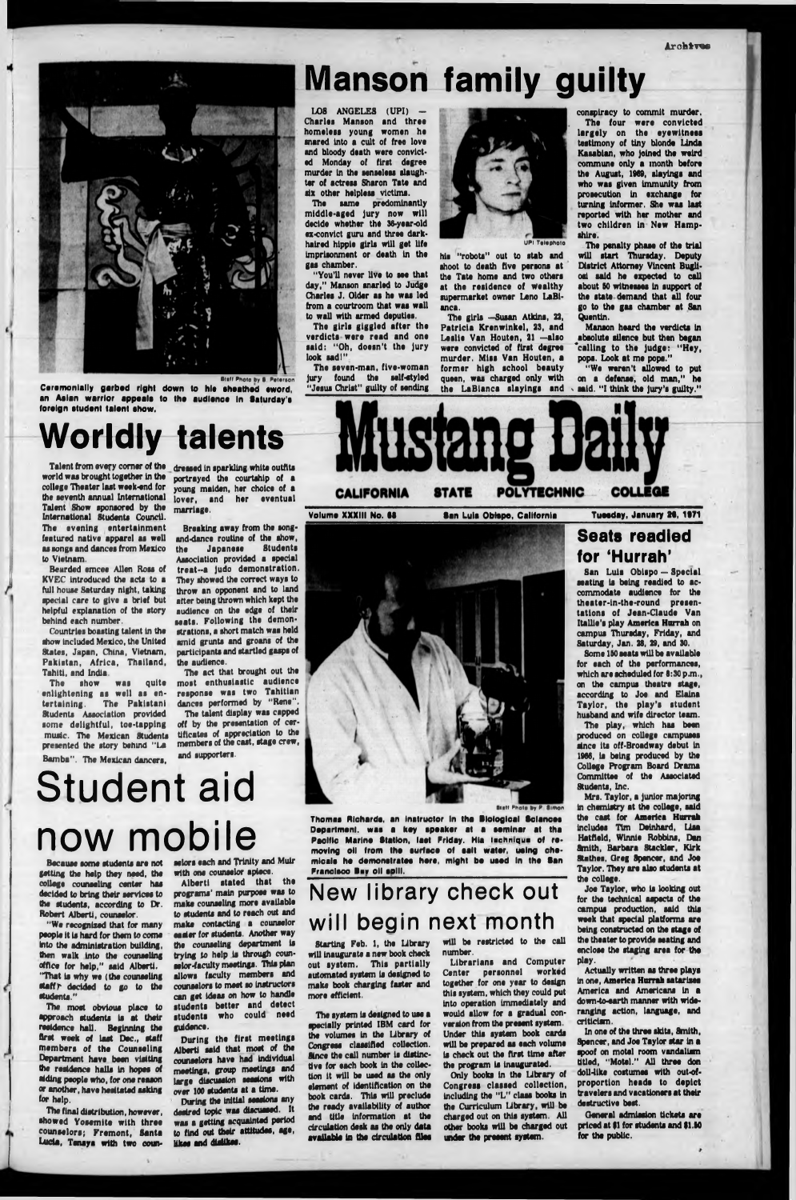# Mustang Daily

CALIFORNIA STATE POLYTECHNIC COLLEGE

Volume XXXIII No. 68 — San Luis Obispo, California — Tuesday, January 26, 1971

Staff Photo by B. Peterson

Ceremonially garbed right down to his sheathed sword, an Asian warrior appeals to the audience in Saturday's foreign student talent show.

## Manson family guilty

LOS ANGELES (UPI) — Charles Manson and three homeless young women he snared into a cult of free love and bloody death were convicted Monday of first degree murder in the senseless slaughter of actress Sharon Tate and six other helpless victims.

The same predominantly middle-aged jury now will decide whether the 36-year-old ex-convict guru and three dark-haired hippie girls will get life imprisonment or death in the gas chamber.

"You'll never live to see that day," Manson snarled to Judge Charles J. Older as he was led from a courtroom that was wall to wall with armed deputies.

The girls giggled after the verdicts were read and one said: "Oh, doesn't the jury look sad!"

The seven-man, five-woman jury found the self-styled "Jesus Christ" guilty of sending his "robots" out to stab and shoot to death five persons at the Tate home and two others at the residence of wealthy supermarket owner Leno LaBianca.

UPI Telephoto

The girls —Susan Atkins, 22, Patricia Krenwinkel, 23, and Leslie Van Houten, 21 —also were convicted of first degree murder. Miss Van Houten, a former high school beauty queen, was charged only with the LaBianca slayings and conspiracy to commit murder.

The four were convicted largely on the eyewitness testimony of tiny blonde Linda Kasabian, who joined the weird commune only a month before the August, 1969, slayings and who was given immunity from prosecution in exchange for turning informer. She was last reported with her mother and two children in New Hampshire.

The penalty phase of the trial will start Thursday. Deputy District Attorney Vincent Bugliosi said he expected to call about 50 witnesses in support of the state demand that all four go to the gas chamber at San Quentin.

Manson heard the verdicts in absolute silence but then began calling to the judge: "Hey, pops. Look at me pops."

"We weren't allowed to put on a defense, old man," he said. "I think the jury's guilty."

## Worldly talents

Talent from every corner of the world was brought together in the college Theater last week-end for the seventh annual International Talent Show sponsored by the International Students Council. The evening entertainment featured native apparel as well as songs and dances from Mexico to Vietnam.

Bearded emcee Allen Ross of KVEC introduced the acts to a full house Saturday night, taking special care to give a brief but helpful explanation of the story behind each number.

Countries boasting talent in the show included Mexico, the United States, Japan, China, Vietnam, Pakistan, Africa, Thailand, Tahiti, and India.

The show was quite enlightening as well as entertaining. The Pakistani Students Association provided some delightful, toe-tapping music. The Mexican Students presented the story behind "La Bamba". The Mexican dancers, dressed in sparkling white outfits portrayed the courtship of a young maiden, her choice of a lover, and her eventual marriage.

Breaking away from the song-and-dance routine of the show, the Japanese Students Association provided a special treat—a judo demonstration. They showed the correct ways to throw an opponent and to land after being thrown which kept the audience on the edge of their seats. Following the demonstrations, a short match was held amid grunts and groans of the participants and startled gasps of the audience.

The act that brought out the most enthusiastic audience response was two Tahitian dances performed by "Rene".

The talent display was capped off by the presentation of certificates of appreciation to the members of the cast, stage crew, and supporters.

# Student aid now mobile

Because some students are not getting the help they need, the college counseling center has decided to bring their services to the students, according to Dr. Robert Alberti, counselor.

"We recognized that for many people it is hard for them to come into the administration building, then walk into the counseling office for help," said Alberti. "That is why we (the counseling staff) decided to go to the students."

The most obvious place to approach students is at their residence hall. Beginning the first week of last Dec., staff members of the Counseling Department have been visiting the residence halls in hopes of aiding people who, for one reason or another, have hesitated asking for help.

The final distribution, however, showed Yosemite with three counselors; Fremont, Santa Lucia, Tenaya with two counselors each and Trinity and Muir with one counselor apiece.

Alberti stated that the programs' main purpose was to make counseling more available to students and to reach out and make contacting a counselor easier for students. Another way the counseling department is trying to help is through counselor-faculty meetings. This plan allows faculty members and counselors to meet so instructors can get ideas on how to handle students better and detect students who could need guidance.

During the first meetings Alberti said that most of the counselors have had individual meetings, group meetings and large discussion sessions with over 100 students at a time.

During the initial sessions any desired topic was discussed. It was a getting acquainted period to find out their attitudes, age, likes and dislikes.

Staff Photo by P. Simon

Thomas Richards, an instructor in the Biological Sciences Department, was a key speaker at a seminar at the Pacific Marine Station, last Friday. His technique of removing oil from the surface of salt water, using chemicals he demonstrates here, might be used in the San Francisco Bay oil spill.

## New library check out will begin next month

Starting Feb. 1, the Library will inaugurate a new book check out system. This partially automated system is designed to make book charging faster and more efficient.

The system is designed to use a specially printed IBM card for the volumes in the Library of Congress classified collection. Since the call number is distinctive for each book in the collection it will be used as the only element of identification on the book cards. This will preclude the ready availability of author and title information at the circulation desk as the only data available in the circulation files will be restricted to the call number.

Librarians and Computer Center personnel worked together for one year to design this system, which they could put into operation immediately and would allow for a gradual conversion from the present system. Under this system book cards will be prepared as each volume is check out the first time after the program is inaugurated.

Only books in the Library of Congress classed collection, including the "L" class books in the Curriculum Library, will be charged out on this system. All other books will be charged out under the present system.

## Seats readied for 'Hurrah'

San Luis Obispo — Special seating is being readied to accommodate audience for the theater-in-the-round presentations of Jean-Claude Van Itallie's play America Hurrah on campus Thursday, Friday, and Saturday, Jan. 28, 29, and 30.

Some 150 seats will be available for each of the performances, which are scheduled for 8:30 p.m., on the campus theatre stage, according to Joe and Elaine Taylor, the play's student husband and wife director team.

The play, which has been produced on college campuses since its off-Broadway debut in 1966, is being produced by the College Program Board Drama Committee of the Associated Students, Inc.

Mrs. Taylor, a junior majoring in chemistry at the college, said the cast for America Hurrah includes Tim Deinhard, Lisa Hatfield, Winnie Robbins, Dan Smith, Barbara Stackler, Kirk Stathes, Greg Spencer, and Joe Taylor. They are also students at the college.

Joe Taylor, who is looking out for the technical aspects of the campus production, said this week that special platforms are being constructed on the stage of the theater to provide seating and enclose the staging area for the play.

Actually written as three plays in one, America Hurrah satarises America and Americans in a down-to-earth manner with wide-ranging action, language, and criticism.

In one of the three skits, Smith, Spencer, and Joe Taylor star in a spoof on motel room vandalism titled, "Motel." All three don doll-like costumes with out-of-proportion heads to depict travelers and vacationers at their destructive best.

General admission tickets are priced at $1 for students and $1.50 for the public.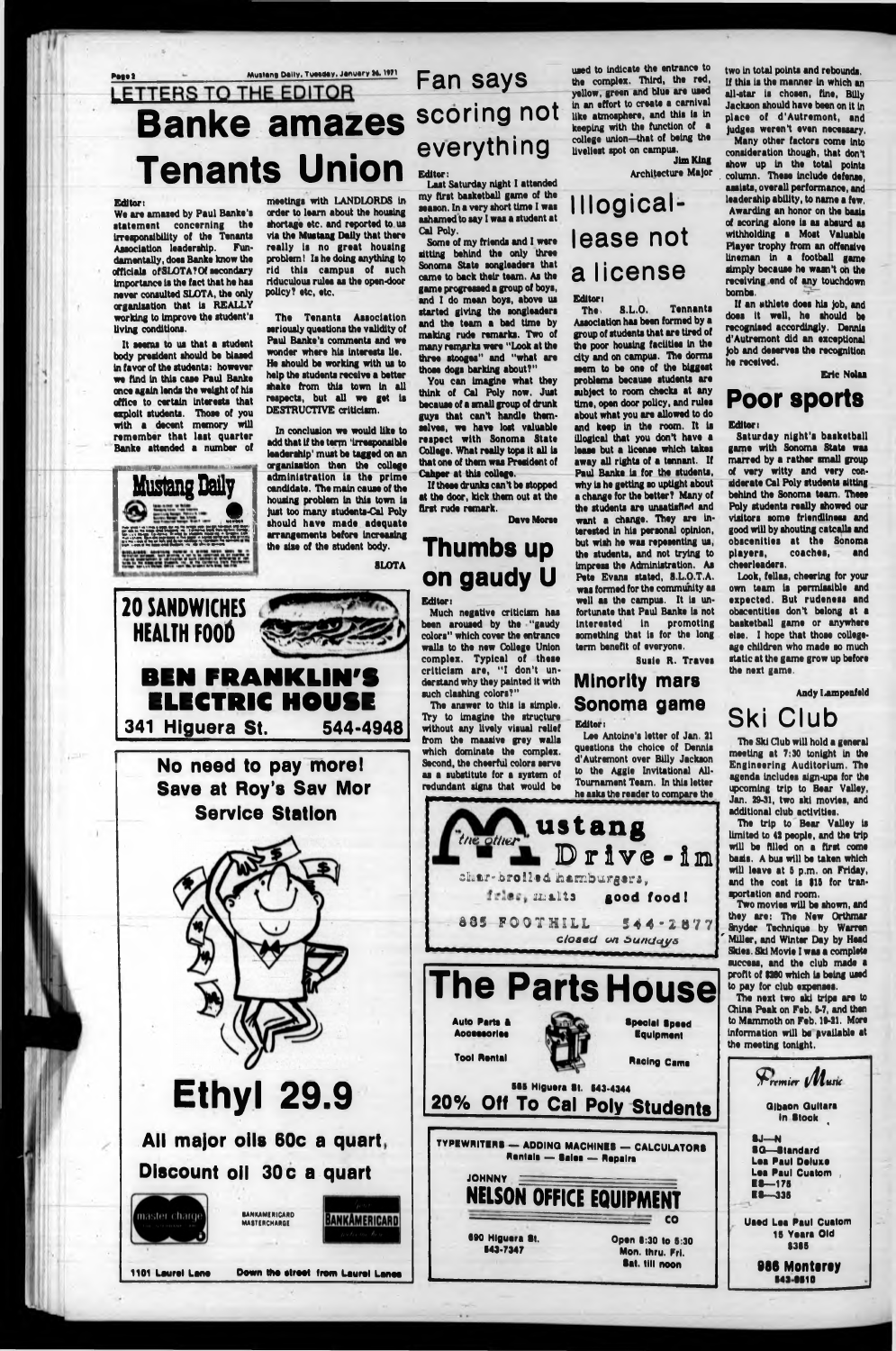## LETTERS TO THE EDITOR

# Banke amazes Tenants Union

Editor:

We are amazed by Paul Banke's statement concerning the irresponsibility of the Tenants Association leadership. Fundamentally, does Banke know the officials of SLOTA? Of secondary importance is the fact that he has never consulted SLOTA, the only organization that is REALLY working to improve the student's living conditions.

It seems to us that a student body president should be biased in favor of the students: however we find in this case Paul Banke once again lends the weight of his office to certain interests that exploit students. Those of you with a decent memory will remember that last quarter Banke attended a number of meetings with LANDLORDS in order to learn about the housing shortage etc. and reported to us via the Mustang Daily that there really is no great housing problem! Is he doing anything to rid this campus of such riduculous rules as the open-door policy? etc, etc.

The Tenants Association seriously questions the validity of Paul Banke's comments and we wonder where his interests lie. He should be working with us to help the students receive a better shake from this town in all respects, but all we get is DESTRUCTIVE criticism.

In conclusion we would like to add that if the term 'irresponsible leadership' must be tagged on an organization then the college administration is the prime candidate. The main cause of the housing problem in this town is just too many students-Cal Poly should have made adequate arrangements before increasing the size of the student body.

SLOTA

**20 SANDWICHES HEALTH FOOD**

**BEN FRANKLIN'S ELECTRIC HOUSE**
341 Higuera St. 544-4948

**No need to pay more! Save at Roy's Sav Mor Service Station**

# Ethyl 29.9

**All major oils 60c a quart, Discount oil 30c a quart**

BANKAMERICARD MASTERCHARGE

1101 Laurel Lane — Down the street from Laurel Lanes

# Fan says scoring not everything

Editor:

Last Saturday night I attended my first basketball game of the season. In a very short time I was ashamed to say I was a student at Cal Poly.

Some of my friends and I were sitting behind the only three Sonoma State songleaders that came to back their team. As the game progressed a group of boys, and I do mean boys, above us started giving the songleaders and the team a bad time by making rude remarks. Two of many remarks were "Look at the three stooges" and "what are those dogs barking about?"

You can imagine what they think of Cal Poly now. Just because of a small group of drunk guys that can't handle themselves, we have lost valuable respect with Sonoma State College. What really tops it all is that one of them was President of Cahper at this college.

If these drunks can't be stopped at the door, kick them out at the first rude remark.

Dave Morse

# Thumbs up on gaudy U

Editor:

Much negative criticism has been aroused by the "gaudy colors" which cover the entrance walls to the new College Union complex. Typical of these criticism are, "I don't understand why they painted it with such clashing colors?"

The answer to this is simple. Try to imagine the structure without any lively visual relief from the massive grey walls which dominate the complex. Second, the cheerful colors serve as a substitute for a system of redundant signs that would be used to indicate the entrance to the complex. Third, the red, yellow, green and blue are used in an effort to create a carnival like atmosphere, and this is in keeping with the function of a college union—that of being the liveliest spot on campus.

Jim King
Architecture Major

# Illogical-lease not a license

Editor:

The S.L.O. Tennants Association has been formed by a group of students that are tired of the poor housing facilties in the city and on campus. The dorms seem to be one of the biggest problems because students are subject to room checks at any time, open door policy, and rules about what you are allowed to do and keep in the room. It is illogical that you don't have a lease but a license which takes away all rights of a tennant. If Paul Banke is for the students, why is he getting so uptight about a change for the better? Many of the students are unsatisfied and want a change. They are interested in his personal opinion, but wish he was repesenting us, the students, and not trying to impress the Administration. As Pete Evans stated, S.L.O.T.A. was formed for the community as well as the campus. It is unfortunate that Paul Banke is not interested in promoting something that is for the long term benefit of everyone.

Susie R. Traves

## Minority mars Sonoma game

Editor:

Lee Antoine's letter of Jan. 21 questions the choice of Dennis d'Autremont over Billy Jackson to the Aggie Invitational All-Tournament Team. In this letter he asks the reader to compare the two in total points and rebounds. If this is the manner in which an all-star is chosen, fine, Billy Jackson should have been on it in place of d'Autremont, and judges weren't even necessary.

Many other factors come into consideration though, that don't show up in the total points column. These include defense, assists, overall performance, and leadership ability, to name a few. Awarding an honor on the basis of scoring alone is as absurd as withholding a Most Valuable Player trophy from an offensive lineman in a football game simply because he wasn't on the receiving end of any touchdown bombs.

If an athlete does his job, and does it well, he should be recognized accordingly. Dennis d'Autremont did an exceptional job and deserves the recognition he received.

Eric Nolan

# Poor sports

Editor:

Saturday night's basketball game with Sonoma State was marred by a rather small group of very witty and very considerate Cal Poly students sitting behind the Sonoma team. These Poly students really showed our visitors some friendliness and good will by shouting catcalls and obscenities at the Sonoma players, coaches, and cheerleaders.

Look, fellas, cheering for your own team is permissible and expected. But rudeness and obscentities don't belong at a basketball game or anywhere else. I hope that those college-age children who made so much static at the game grow up before the next game.

Andy Lampenfeld

# Ski Club

The Ski Club will hold a general meeting at 7:30 tonight in the Engineering Auditorium. The agenda includes sign-ups for the upcoming trip to Bear Valley, Jan. 29-31, two ski movies, and additional club activities.

The trip to Bear Valley is limited to 42 people, and the trip will be filled on a first come basis. A bus will be taken which will leave at 5 p.m. on Friday, and the cost is $15 for transportation and room.

Two movies will be shown, and they are: The New Orthmar Snyder Technique by Warren Miller, and Winter Day by Head Skies. Ski Movie I was a complete success, and the club made a profit of $360 which is being used to pay for club expenses.

The next two ski trips are to China Peak on Feb. 5-7, and then to Mammoth on Feb. 19-21. More information will be available at the meeting tonight.

**Mustang Drive-in** "the other"
char-broiled hamburgers, fries, malts — good food!
885 FOOTHILL 544-2877
closed on Sundays

# The Parts House

Auto Parts & Accessories — Special Speed Equipment
Tool Rental — Racing Cams
585 Higuera St. 543-4344
**20% Off To Cal Poly Students**

TYPEWRITERS — ADDING MACHINES — CALCULATORS
Rentals — Sales — Repairs
JOHNNY
**NELSON OFFICE EQUIPMENT** CO
690 Higuera St. 543-7347 — Open 8:30 to 5:30 Mon. thru. Fri. Sat. till noon

**Premier Music**

Gibson Guitars In Stock

SJ—N
SG—Standard
Les Paul Deluxe
Les Paul Custom
ES—175
ES—335

Used Les Paul Custom 15 Years Old $385

**986 Monterey**
543-9510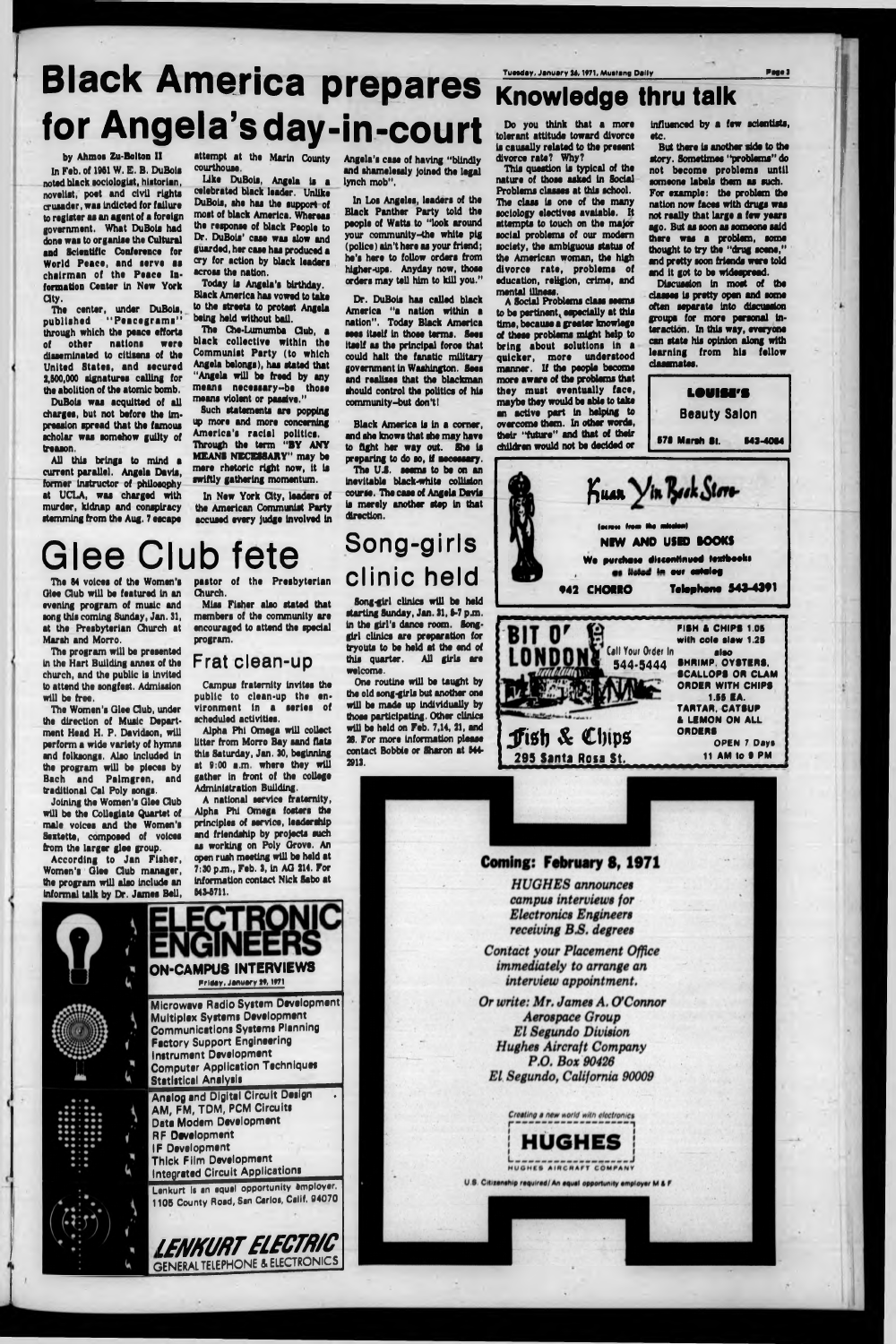# Black America prepares for Angela's day-in-court

by Ahmos Zu-Bolton II

In Feb. of 1951 W. E. B. DuBois noted black sociologist, historian, novelist, poet and civil rights crusader, was indicted for failure to register as an agent of a foreign government. What DuBois had done was to organize the Cultural and Scientific Conference for World Peace, and serve as chairman of the Peace Information Center in New York City.

The center, under DuBois, published "Peacegrams" through which the peace efforts of other nations were disseminated to citizens of the United States, and secured 2,500,000 signatures calling for the abolition of the atomic bomb.

DuBois was acquitted of all charges, but not before the impression spread that the famous scholar was somehow guilty of treason.

All this brings to mind a current parallel. Angela Davis, former instructor of philosophy at UCLA, was charged with murder, kidnap and conspiracy stemming from the Aug. 7 escape attempt at the Marin County courthouse.

Like DuBois, Angela is a celebrated black leader. Unlike DuBois, she has the support of most of black America. Whereas the response of black People to Dr. DuBois' case was slow and guarded, her case has produced a cry for action by black leaders across the nation.

Today is Angela's birthday. Black America has vowed to take to the streets to protest Angela being held without bail.

The Che-Lumumba Club, a black collective within the Communist Party (to which Angela belongs), has stated that "Angela will be freed by any means necessary—be those means violent or passive."

Such statements are popping up more and more concerning America's racial politics. Through the term "BY ANY MEANS NECESSARY" may be mere rhetoric right now, it is swiftly gathering momentum.

In New York City, leaders of the American Communist Party accused every judge involved in Angela's case of having "blindly and shamelessly joined the legal lynch mob".

In Los Angeles, leaders of the Black Panther Party told the people of Watts to "look around your community—the white pig (police) ain't here as your friend; he's here to follow orders from higher-ups. Anyday now, those orders may tell him to kill you."

Dr. DuBois has called black America "a nation within a nation". Today Black America sees itself in those terms. Sees itself as the principal force that could halt the fanatic military government in Washington. Sees and realizes that the blackman should control the politics of his community—but don't!

Black America is in a corner, and she knows that she may have to fight her way out. She is preparing to do so, if necessary.

The U.S. seems to be on an inevitable black-white collision course. The case of Angela Davis is merely another step in that direction.

# Knowledge thru talk

Do you think that a more tolerant attitude toward divorce is causally related to the present divorce rate? Why?

This question is typical of the nature of those asked in Social Problems classes at this school. The class is one of the many sociology electives available. It attempts to touch on the major social problems of our modern society, the ambiguous status of the American woman, the high divorce rate, problems of education, religion, crime, and mental illness.

A Social Problems class seems to be pertinent, especially at this time, because a greater knowlege of these problems might help to bring about solutions in a quicker, more understood manner. If the people become more aware of the problems that they must eventually face, maybe they would be able to take an active part in helping to overcome them. In other words, their "future" and that of their children would not be decided or influenced by a few scientists, etc.

But there is another side to the story. Sometimes "problems" do not become problems until someone labels them as such. For example: the problem the nation now faces with drugs was not really that large a few years ago. But as soon as someone said there was a problem, some thought to try the "drug scene," and pretty soon friends were told and it got to be widespread.

Discussion in most of the classes is pretty open and some often separate into discussion groups for more personal interaction. In this way, everyone can state his opinion along with learning from his fellow classmates.

# Glee Club fete

The 84 voices of the Women's Glee Club will be featured in an evening program of music and song this coming Sunday, Jan. 31, at the Presbyterian Church at Marsh and Morro.

The program will be presented in the Hart Building annex of the church, and the public is invited to attend the songfest. Admission will be free.

The Women's Glee Club, under the direction of Music Department Head H. P. Davidson, will perform a wide variety of hymns and folksongs. Also included in the program will be pieces by Bach and Palmgren, and traditional Cal Poly songs.

Joining the Women's Glee Club will be the Collegiate Quartet of male voices and the Women's Sextette, composed of voices from the larger glee group.

According to Jan Fisher, Women's Glee Club manager, the program will also include an informal talk by Dr. James Bell, pastor of the Presbyterian Church.

Miss Fisher also stated that members of the community are encouraged to attend the special program.

## Frat clean-up

Campus fraternity invites the public to clean-up the environment in a series of scheduled activities.

Alpha Phi Omega will collect litter from Morro Bay sand flats this Saturday, Jan. 30, beginning at 9:00 a.m. where they will gather in front of the college Administration Building.

A national service fraternity, Alpha Phi Omega fosters the principles of service, leadership and friendship by projects such as working on Poly Grove. An open rush meeting will be held at 7:30 p.m., Feb. 3, in AG 214. For information contact Nick Sabo at 543-5711.

# Song-girls clinic held

Song-girl clinics will be held starting Sunday, Jan. 31, 5-7 p.m. in the girl's dance room. Song-girl clinics are preparation for tryouts to be held at the end of this quarter. All girls are welcome.

One routine will be taught by the old song-girls but another one will be made up individually by those participating. Other clinics will be held on Feb. 7, 14, 21, and 28. For more information please contact Bobbie or Sharon at 544-2913.

**LOUISE'S**
Beauty Salon
578 Marsh St. 543-4064

**Kuan Yin Book Store**
(across from the mission)
NEW AND USED BOOKS
We purchase discontinued textbooks as listed in our catalog
942 CHORRO Telephone 543-4391

**BIT O' LONDON** Call Your Order In 544-5444
Fish & Chips
295 Santa Rosa St.
FISH & CHIPS 1.05 with cole slaw 1.25
also SHRIMP, OYSTERS, SCALLOPS OR CLAM ORDER WITH CHIPS 1.55 EA.
TARTAR, CATSUP & LEMON ON ALL ORDERS
OPEN 7 Days 11 AM to 9 PM

**ELECTRONIC ENGINEERS**
ON-CAMPUS INTERVIEWS
Friday, January 29, 1971

Microwave Radio System Development
Multiplex Systems Development
Communications Systems Planning
Factory Support Engineering
Instrument Development
Computer Application Techniques
Statistical Analysis

Analog and Digital Circuit Design
AM, FM, TDM, PCM Circuits
Data Modem Development
RF Development
IF Development
Thick Film Development
Integrated Circuit Applications

Lenkurt is an equal opportunity employer.
1105 County Road, San Carlos, Calif. 94070

LENKURT ELECTRIC
GENERAL TELEPHONE & ELECTRONICS

**Coming: February 8, 1971**

*HUGHES announces campus interviews for Electronics Engineers receiving B.S. degrees*

*Contact your Placement Office immediately to arrange an interview appointment.*

*Or write: Mr. James A. O'Connor*
*Aerospace Group*
*El Segundo Division*
*Hughes Aircraft Company*
*P.O. Box 90426*
*El Segundo, California 90009*

*Creating a new world with electronics*

HUGHES
HUGHES AIRCRAFT COMPANY

U.S. Citizenship required/An equal opportunity employer M & F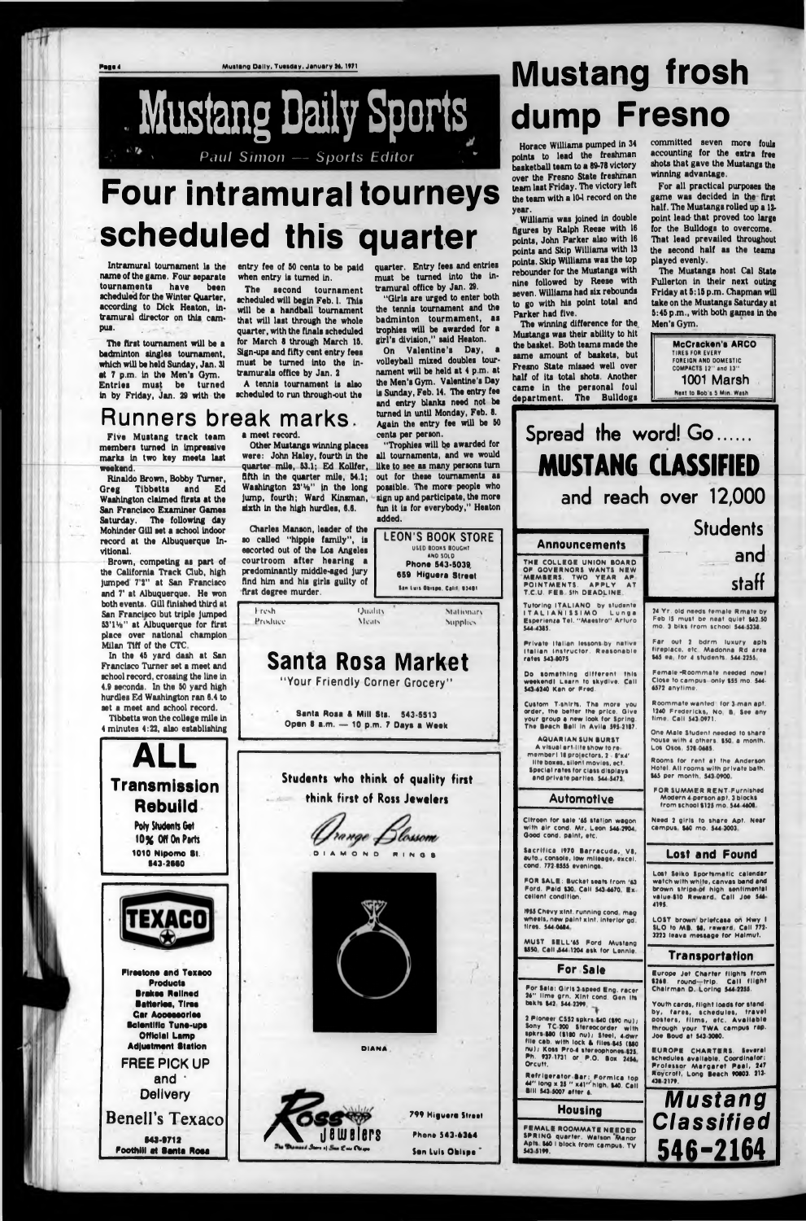# Mustang Daily Sports

*Paul Simon — Sports Editor*

# Four intramural tourneys scheduled this quarter

Intramural tournament is the name of the game. Four separate tournaments have been scheduled for the Winter Quarter, according to Dick Heaton, intramural director on this campus.

The first tournament will be a badminton singles tournament, which will be held Sunday, Jan. 31 at 7 p.m. in the Men's Gym. Entries must be turned in by Friday, Jan. 29 with the entry fee of 50 cents to be paid when entry is turned in.

The second tournament scheduled will begin Feb. 1. This will be a handball tournament that will last through the whole quarter, with the finals scheduled for March 8 through March 15. Sign-ups and fifty cent entry fees must be turned into the intramurals office by Jan. 2.

A tennis tournament is also scheduled to run through-out the quarter. Entry fees and entries must be turned into the intramural office by Jan. 29.

"Girls are urged to enter both the tennis tournament and the badminton tournament, as trophies will be awarded for a girl's division," said Heaton.

On Valentine's Day, a volleyball mixed doubles tournament will be held at 4 p.m. at the Men's Gym. Valentine's Day is Sunday, Feb. 14. The entry fee and entry blanks need not be turned in until Monday, Feb. 8. Again the entry fee will be 50 cents per person.

"Trophies will be awarded for all tournaments, and we would like to see as many persons turn out for these tournaments as possible. The more people who sign up and participate, the more fun it is for everybody," Heaton added.

## Runners break marks

Five Mustang track team members turned in impressive marks in two key meets last weekend.

Rinaldo Brown, Bobby Turner, Greg Tibbetts and Ed Washington claimed firsts at the San Francisco Examiner Games Saturday. The following day Mohinder Gill set a school indoor record at the Albuquerque Invitational.

Brown, competing as part of the California Track Club, high jumped 7'2" at San Francisco and 7' at Albuquerque. He won both events. Gill finished third at San Francisco but triple jumped 53'1½" at Albuquerque for first place over national champion Milan Tiff of the CTC.

In the 45 yard dash at San Francisco Turner set a meet and school record, crossing the line in 4.9 seconds. In the 50 yard high hurdles Ed Washington ran 6.4 to set a meet and school record.

Tibbetts won the college mile in 4 minutes 4:22, also establishing a meet record.

Other Mustangs winning places were: John Haley, fourth in the quarter mile, 53.1; Ed Kolifer, fifth in the quarter mile, 54.1; Washington 23'⅛" in the long jump, fourth; Ward Kinsman, sixth in the high hurdles, 6.6.

Charles Manson, leader of the so called "hippie family", is escorted out of the Los Angeles courtroom after hearing a predominantly middle-aged jury find him and his girls guilty of first degree murder.

# Mustang frosh dump Fresno

Horace Williams pumped in 34 points to lead the freshman basketball team to a 89-78 victory over the Fresno State freshman team last Friday. The victory left the team with a 10-4 record on the year.

Williams was joined in double figures by Ralph Reese with 16 points, John Parker also with 16 points and Skip Williams with 13 points. Skip Williams was the top rebounder for the Mustangs with nine followed by Reese with seven. Williams had six rebounds to go with his point total and Parker had five.

The winning difference for the Mustangs was their ability to hit the basket. Both teams made the same amount of baskets, but Fresno State missed well over half of its total shots. Another came in the personal foul department. The Bulldogs committed seven more fouls accounting for the extra free shots that gave the Mustangs the winning advantage.

For all practical purposes the game was decided in the first half. The Mustangs rolled up a 13-point lead that proved too large for the Bulldogs to overcome. That lead prevailed throughout the second half as the teams played evenly.

The Mustangs host Cal State Fullerton in their next outing Friday at 5:15 p.m. Chapman will take on the Mustangs Saturday at 5:45 p.m., with both games in the Men's Gym.

---

**McCracken's ARCO**
TIRES FOR EVERY FOREIGN AND DOMESTIC COMPACTS 12" and 13"
**1001 Marsh**
Next to Bob's 5 Min. Wash

**LEON'S BOOK STORE**
USED BOOKS BOUGHT AND SOLD
**Phone 543-5039**
**659 Higuera Street**
San Luis Obispo, Calif. 93401

**ALL Transmission Rebuild**
Poly Students Get 10% Off On Parts
1010 Nipomo St.
543-2660

Fresh Produce — Quality Meats — Stationary Supplies

**Santa Rosa Market**
"Your Friendly Corner Grocery"
Santa Rosa & Mill Sts. 543-5513
Open 8 a.m. — 10 p.m. 7 Days a Week

**TEXACO**
Firestone and Texaco Products
Brakes Relined
Batteries, Tires
Car Accessories
Scientific Tune-ups
Official Lamp Adjustment Station
FREE PICK UP and Delivery
**Benell's Texaco**
543-9712
Foothill at Santa Rosa

Students who think of quality first think first of Ross Jewelers
Orange Blossom DIAMOND RINGS
DIANA
**Ross Jewelers**
The Diamond Store of San Luis Obispo
799 Higuera Street
Phone 543-6364
San Luis Obispo

---

# Spread the word! Go...... MUSTANG CLASSIFIED and reach over 12,000 Students and staff

### Announcements

THE COLLEGE UNION BOARD OF GOVERNORS WANTS NEW MEMBERS. TWO YEAR APPOINTMENTS. APPLY AT T.C.U. FEB. 5th DEADLINE.

Tutoring ITALIANO by students ITALIANISSIMO Lunga Esperienza Tel. "Maestro" Arturo 544-4385.

Private Italian lessons by native Italian instructor. Reasonable rates 543-8075

Do something different this weekend! Learn to skydive. Call 543-6240 Ken or Fred.

Custom T-shirts. The more you order, the better the price. Give your group a new look for Spring. The Beach Ball in Avila 595-2187.

AQUARIAN SUN BURST
A visual art-lite show to remember! 16 projectors, 2 - 8'x4' lite boxes, silent movies, ect. Special rates for class displays and private parties. 544-5473.

### Automotive

Citroen for sale '65 station wagon with air cond. Mr. Leon 544-2904. Good cond. paint, etc.

Sacrifice 1970 Barracuda, V8, auto., console, low mileage, excel. cond. 772-8555 evenings.

FOR SALE: Bucket seats from '63 Ford. Paid $30. Call 543-6670. Excellent condition.

1955 Chevy xlnt. running cond. mag wheels, new paint xlnt. interior gd. tires. 544-0684.

MUST SELL '65 Ford Mustang $850. Call 544-1204 ask for Lonnie.

### For Sale

For Sale: Girls 3-speed Eng. racer 26" lime grn. Xlnt cond. Gen its bskts $42. 544-2399.

2 Pioneer CS52 spkrs $40 ($90 nu); Sony TC-200 Stereocorder with spkrs $80 ($180 nu); Steel, 4-dwr file cab. with lock & files $45 ($80 nu); Koss Pro-4 stereophones $25. Ph. 937-1731 or P.O. Box 2454, Orcutt.

Refrigerator-Bar; Formica top 44" long x 25" x41" high. $40. Call Bill 543-5007 after 6.

### Housing

FEMALE ROOMMATE NEEDED SPRING quarter. Watson Manor Apts. $60 1 block from campus. TV 543-5199.

24 Yr. old needs female Rmate by Feb 15 must be neat quiet $62.50 mo. 3 blks from school 544-5338.

Far out 2 bdrm luxury apts fireplace, etc. Madonna Rd area $45 ea. for 4 students. 544-2255.

Female-Roommate needed now! Close to campus only $55 mo. 544-6572 anytime.

Roommate wanted: for 3-man apt. 1240 Fredericks, No. B. See any time. Call 543-0971.

One Male Student needed to share house with 4 others. $50. a month. Los Osos. 528-0685.

Rooms for rent at the Anderson Hotel. All rooms with private bath. $65 per month. 543-0900.

FOR SUMMER RENT-Furnished Modern 4-person apt. 3 blocks from school $125 mo. 544-4608.

Need 2 girls to share Apt. Near campus. $60 mo. 544-3003.

### Lost and Found

Lost Seiko Sportsmatic calendar watch with white, canvas band and brown stripe of high sentimental value $10 Reward. Call Joe 544-4195.

LOST brown briefcase on Hwy 1 SLO to MB. $8, reward. Call 772-3223 leave message for Helmut.

### Transportation

Europe Jet Charter flights from $268. round—trip. Call flight Chairman D. Loring 544-2258.

Youth cards, flight loads for stand by, fares, schedules, travel posters, films, etc. Available through your TWA campus rep. Joe Boud at 543-3080.

EUROPE CHARTERS. Several schedules available. Coordinator: Professor Margaret Paal, 247 Roycroft, Long Beach 90803. 213-438-2179.

**Mustang Classified**
**546-2164**